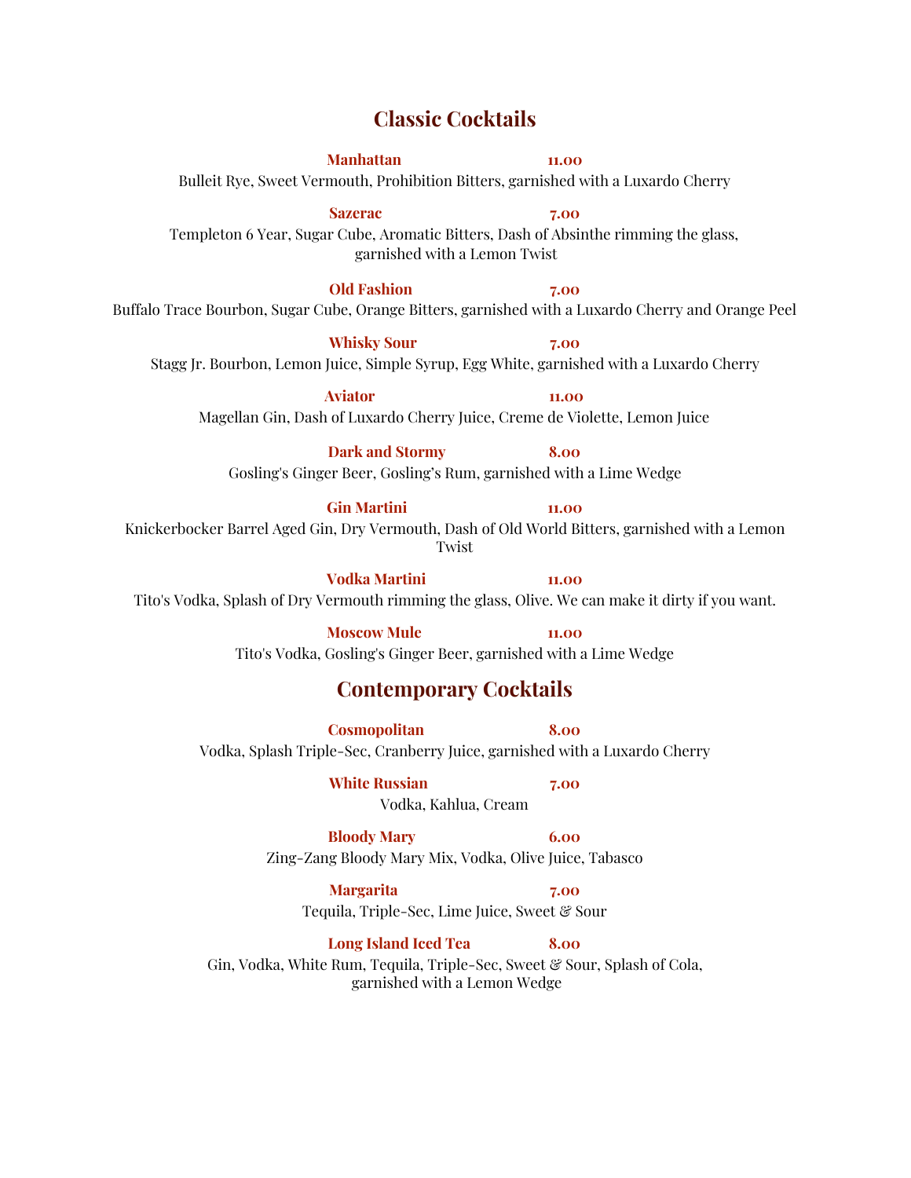## Classic Cocktails

**Manhattan** **11.00**
Bulleit Rye, Sweet Vermouth, Prohibition Bitters, garnished with a Luxardo Cherry

**Sazerac** **7.00**
Templeton 6 Year, Sugar Cube, Aromatic Bitters, Dash of Absinthe rimming the glass, garnished with a Lemon Twist

**Old Fashion** **7.00**
Buffalo Trace Bourbon, Sugar Cube, Orange Bitters, garnished with a Luxardo Cherry and Orange Peel

**Whisky Sour** **7.00**
Stagg Jr. Bourbon, Lemon Juice, Simple Syrup, Egg White, garnished with a Luxardo Cherry

**Aviator** **11.00**
Magellan Gin, Dash of Luxardo Cherry Juice, Creme de Violette, Lemon Juice

**Dark and Stormy** **8.00**
Gosling's Ginger Beer, Gosling's Rum, garnished with a Lime Wedge

**Gin Martini** **11.00**
Knickerbocker Barrel Aged Gin, Dry Vermouth, Dash of Old World Bitters, garnished with a Lemon Twist

**Vodka Martini** **11.00**
Tito's Vodka, Splash of Dry Vermouth rimming the glass, Olive. We can make it dirty if you want.

**Moscow Mule** **11.00**
Tito's Vodka, Gosling's Ginger Beer, garnished with a Lime Wedge

## Contemporary Cocktails

**Cosmopolitan** **8.00**
Vodka, Splash Triple-Sec, Cranberry Juice, garnished with a Luxardo Cherry

**White Russian** **7.00**
Vodka, Kahlua, Cream

**Bloody Mary** **6.00**
Zing-Zang Bloody Mary Mix, Vodka, Olive Juice, Tabasco

**Margarita** **7.00**
Tequila, Triple-Sec, Lime Juice, Sweet & Sour

**Long Island Iced Tea** **8.00**
Gin, Vodka, White Rum, Tequila, Triple-Sec, Sweet & Sour, Splash of Cola, garnished with a Lemon Wedge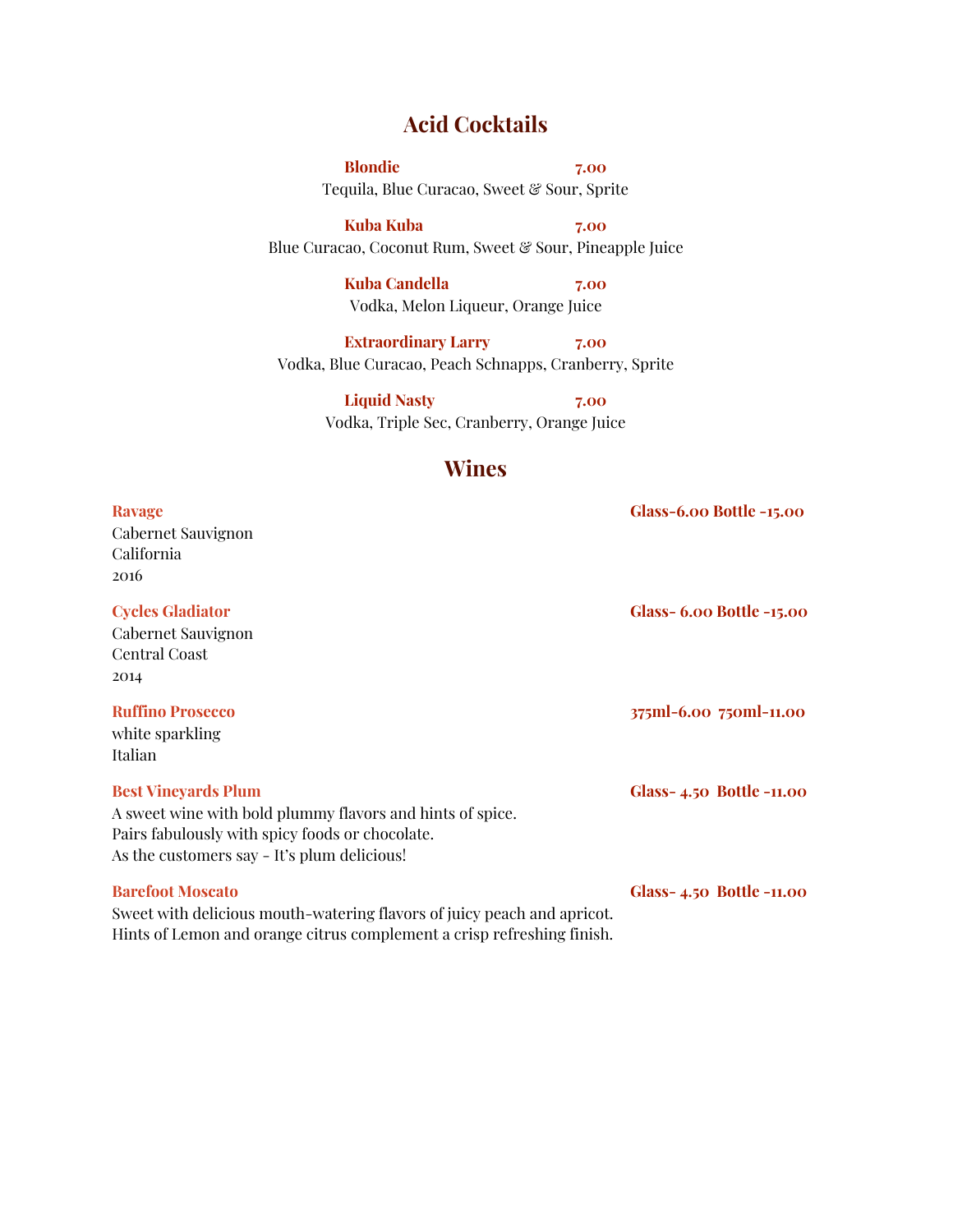## Acid Cocktails

**Blondie** **7.00**
Tequila, Blue Curacao, Sweet & Sour, Sprite

**Kuba Kuba** **7.00**
Blue Curacao, Coconut Rum, Sweet & Sour, Pineapple Juice

**Kuba Candella** **7.00**
Vodka, Melon Liqueur, Orange Juice

**Extraordinary Larry** **7.00**
Vodka, Blue Curacao, Peach Schnapps, Cranberry, Sprite

**Liquid Nasty** **7.00**
Vodka, Triple Sec, Cranberry, Orange Juice

## Wines

**Ravage** **Glass-6.00 Bottle -15.00**
Cabernet Sauvignon
California
2016

**Cycles Gladiator** **Glass- 6.00 Bottle -15.00**
Cabernet Sauvignon
Central Coast
2014

**Ruffino Prosecco** **375ml-6.00 750ml-11.00**
white sparkling
Italian

**Best Vineyards Plum** **Glass- 4.50 Bottle -11.00**
A sweet wine with bold plummy flavors and hints of spice.
Pairs fabulously with spicy foods or chocolate.
As the customers say - It's plum delicious!

**Barefoot Moscato** **Glass- 4.50 Bottle -11.00**
Sweet with delicious mouth-watering flavors of juicy peach and apricot.
Hints of Lemon and orange citrus complement a crisp refreshing finish.